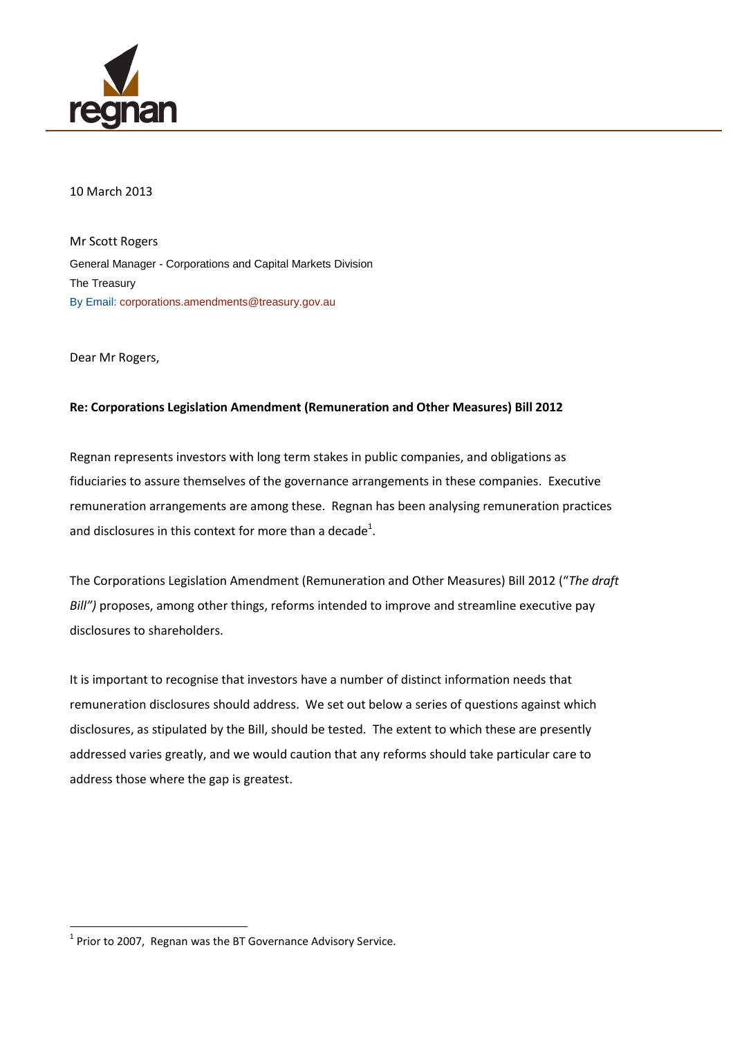10 March 2013

Mr Scott Rogers
General Manager - Corporations and Capital Markets Division
The Treasury
By Email: corporations.amendments@treasury.gov.au

Dear Mr Rogers,

**Re: Corporations Legislation Amendment (Remuneration and Other Measures) Bill 2012**

Regnan represents investors with long term stakes in public companies, and obligations as fiduciaries to assure themselves of the governance arrangements in these companies. Executive remuneration arrangements are among these. Regnan has been analysing remuneration practices and disclosures in this context for more than a decade[1].

The Corporations Legislation Amendment (Remuneration and Other Measures) Bill 2012 ("*The draft Bill")* proposes, among other things, reforms intended to improve and streamline executive pay disclosures to shareholders.

It is important to recognise that investors have a number of distinct information needs that remuneration disclosures should address. We set out below a series of questions against which disclosures, as stipulated by the Bill, should be tested. The extent to which these are presently addressed varies greatly, and we would caution that any reforms should take particular care to address those where the gap is greatest.

[1] Prior to 2007, Regnan was the BT Governance Advisory Service.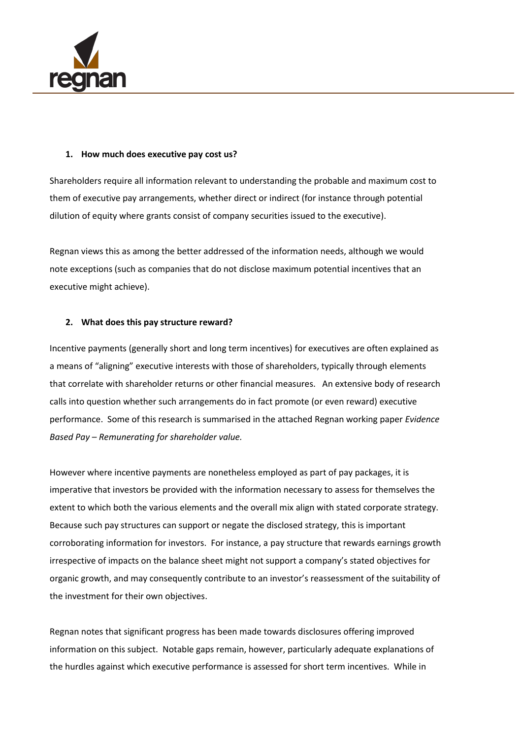1. **How much does executive pay cost us?**

Shareholders require all information relevant to understanding the probable and maximum cost to them of executive pay arrangements, whether direct or indirect (for instance through potential dilution of equity where grants consist of company securities issued to the executive).

Regnan views this as among the better addressed of the information needs, although we would note exceptions (such as companies that do not disclose maximum potential incentives that an executive might achieve).

2. **What does this pay structure reward?**

Incentive payments (generally short and long term incentives) for executives are often explained as a means of "aligning" executive interests with those of shareholders, typically through elements that correlate with shareholder returns or other financial measures. An extensive body of research calls into question whether such arrangements do in fact promote (or even reward) executive performance. Some of this research is summarised in the attached Regnan working paper *Evidence Based Pay – Remunerating for shareholder value.*

However where incentive payments are nonetheless employed as part of pay packages, it is imperative that investors be provided with the information necessary to assess for themselves the extent to which both the various elements and the overall mix align with stated corporate strategy. Because such pay structures can support or negate the disclosed strategy, this is important corroborating information for investors. For instance, a pay structure that rewards earnings growth irrespective of impacts on the balance sheet might not support a company's stated objectives for organic growth, and may consequently contribute to an investor's reassessment of the suitability of the investment for their own objectives.

Regnan notes that significant progress has been made towards disclosures offering improved information on this subject. Notable gaps remain, however, particularly adequate explanations of the hurdles against which executive performance is assessed for short term incentives. While in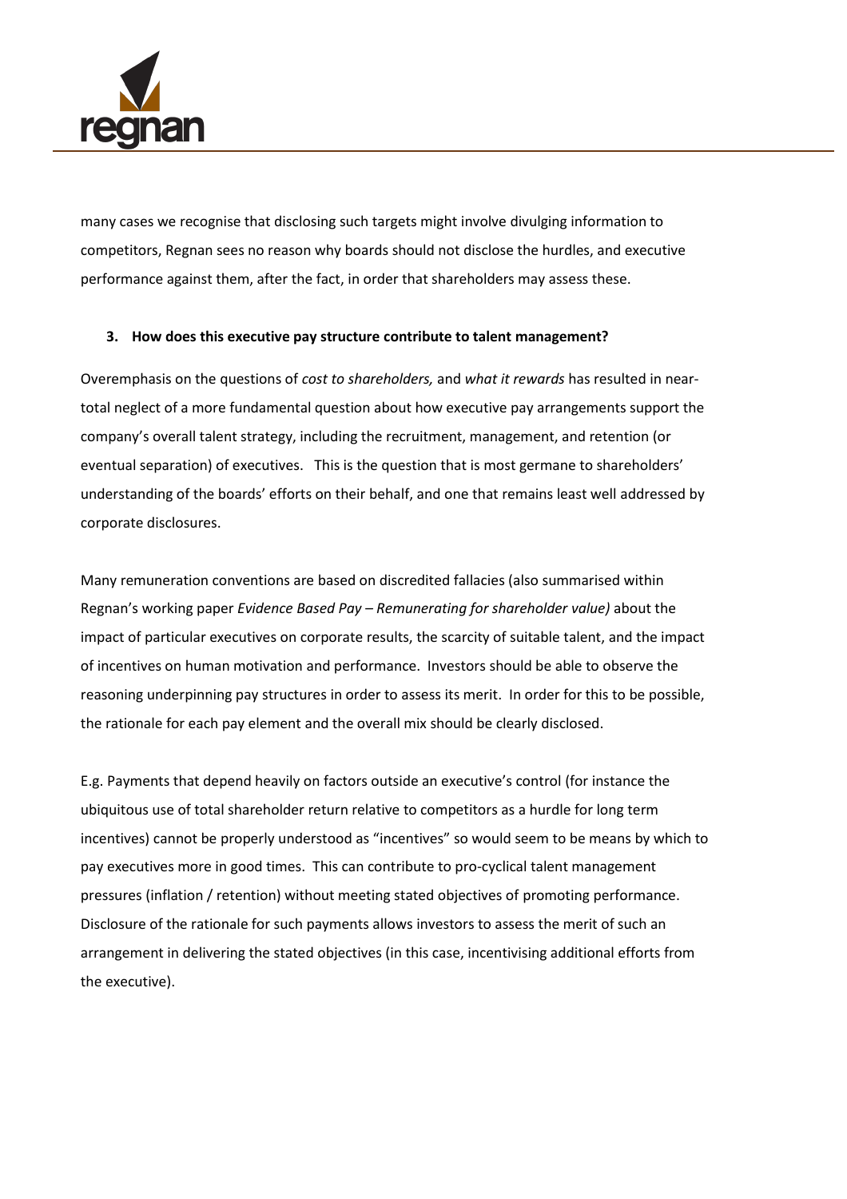many cases we recognise that disclosing such targets might involve divulging information to competitors, Regnan sees no reason why boards should not disclose the hurdles, and executive performance against them, after the fact, in order that shareholders may assess these.

**3. How does this executive pay structure contribute to talent management?**

Overemphasis on the questions of *cost to shareholders,* and *what it rewards* has resulted in near-total neglect of a more fundamental question about how executive pay arrangements support the company's overall talent strategy, including the recruitment, management, and retention (or eventual separation) of executives. This is the question that is most germane to shareholders' understanding of the boards' efforts on their behalf, and one that remains least well addressed by corporate disclosures.

Many remuneration conventions are based on discredited fallacies (also summarised within Regnan's working paper *Evidence Based Pay – Remunerating for shareholder value)* about the impact of particular executives on corporate results, the scarcity of suitable talent, and the impact of incentives on human motivation and performance. Investors should be able to observe the reasoning underpinning pay structures in order to assess its merit. In order for this to be possible, the rationale for each pay element and the overall mix should be clearly disclosed.

E.g. Payments that depend heavily on factors outside an executive's control (for instance the ubiquitous use of total shareholder return relative to competitors as a hurdle for long term incentives) cannot be properly understood as "incentives" so would seem to be means by which to pay executives more in good times. This can contribute to pro-cyclical talent management pressures (inflation / retention) without meeting stated objectives of promoting performance. Disclosure of the rationale for such payments allows investors to assess the merit of such an arrangement in delivering the stated objectives (in this case, incentivising additional efforts from the executive).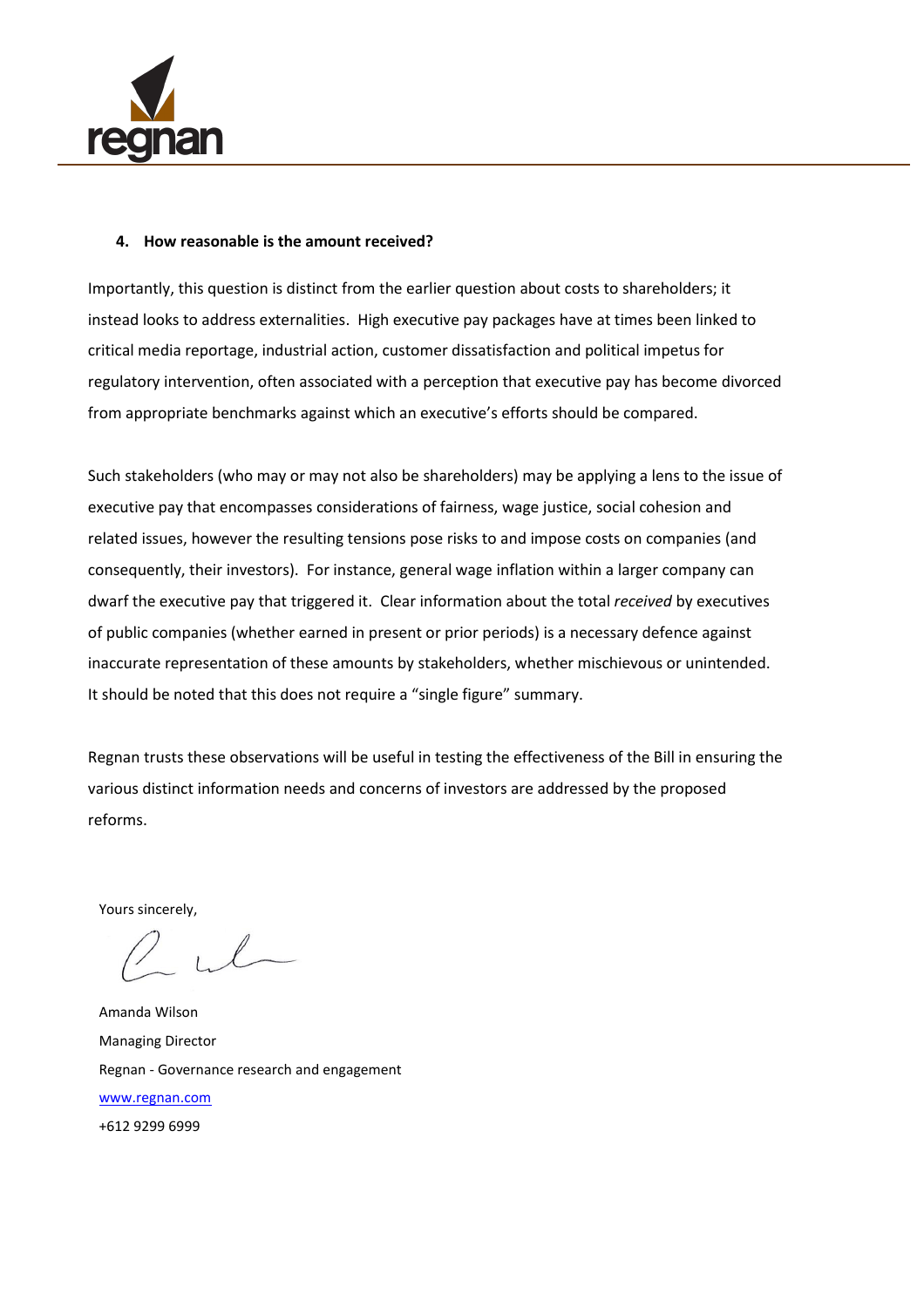**4. How reasonable is the amount received?**

Importantly, this question is distinct from the earlier question about costs to shareholders; it instead looks to address externalities. High executive pay packages have at times been linked to critical media reportage, industrial action, customer dissatisfaction and political impetus for regulatory intervention, often associated with a perception that executive pay has become divorced from appropriate benchmarks against which an executive's efforts should be compared.

Such stakeholders (who may or may not also be shareholders) may be applying a lens to the issue of executive pay that encompasses considerations of fairness, wage justice, social cohesion and related issues, however the resulting tensions pose risks to and impose costs on companies (and consequently, their investors). For instance, general wage inflation within a larger company can dwarf the executive pay that triggered it. Clear information about the total *received* by executives of public companies (whether earned in present or prior periods) is a necessary defence against inaccurate representation of these amounts by stakeholders, whether mischievous or unintended. It should be noted that this does not require a "single figure" summary.

Regnan trusts these observations will be useful in testing the effectiveness of the Bill in ensuring the various distinct information needs and concerns of investors are addressed by the proposed reforms.

Yours sincerely,

Amanda Wilson
Managing Director
Regnan - Governance research and engagement
www.regnan.com
+612 9299 6999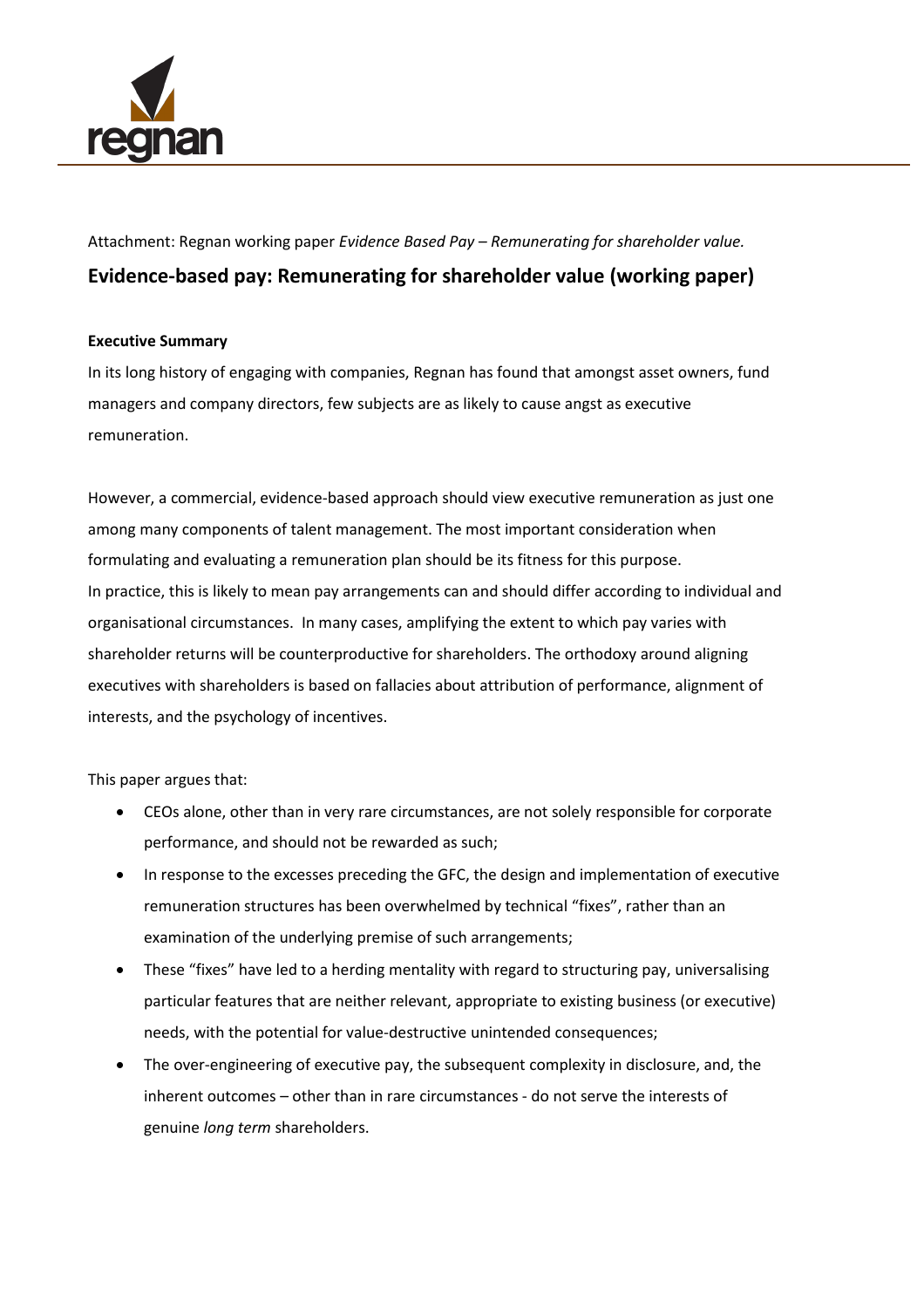Attachment: Regnan working paper *Evidence Based Pay – Remunerating for shareholder value.*

## Evidence-based pay: Remunerating for shareholder value (working paper)

**Executive Summary**

In its long history of engaging with companies, Regnan has found that amongst asset owners, fund managers and company directors, few subjects are as likely to cause angst as executive remuneration.

However, a commercial, evidence-based approach should view executive remuneration as just one among many components of talent management. The most important consideration when formulating and evaluating a remuneration plan should be its fitness for this purpose. In practice, this is likely to mean pay arrangements can and should differ according to individual and organisational circumstances. In many cases, amplifying the extent to which pay varies with shareholder returns will be counterproductive for shareholders. The orthodoxy around aligning executives with shareholders is based on fallacies about attribution of performance, alignment of interests, and the psychology of incentives.

This paper argues that:

- CEOs alone, other than in very rare circumstances, are not solely responsible for corporate performance, and should not be rewarded as such;
- In response to the excesses preceding the GFC, the design and implementation of executive remuneration structures has been overwhelmed by technical "fixes", rather than an examination of the underlying premise of such arrangements;
- These "fixes" have led to a herding mentality with regard to structuring pay, universalising particular features that are neither relevant, appropriate to existing business (or executive) needs, with the potential for value-destructive unintended consequences;
- The over-engineering of executive pay, the subsequent complexity in disclosure, and, the inherent outcomes – other than in rare circumstances - do not serve the interests of genuine *long term* shareholders.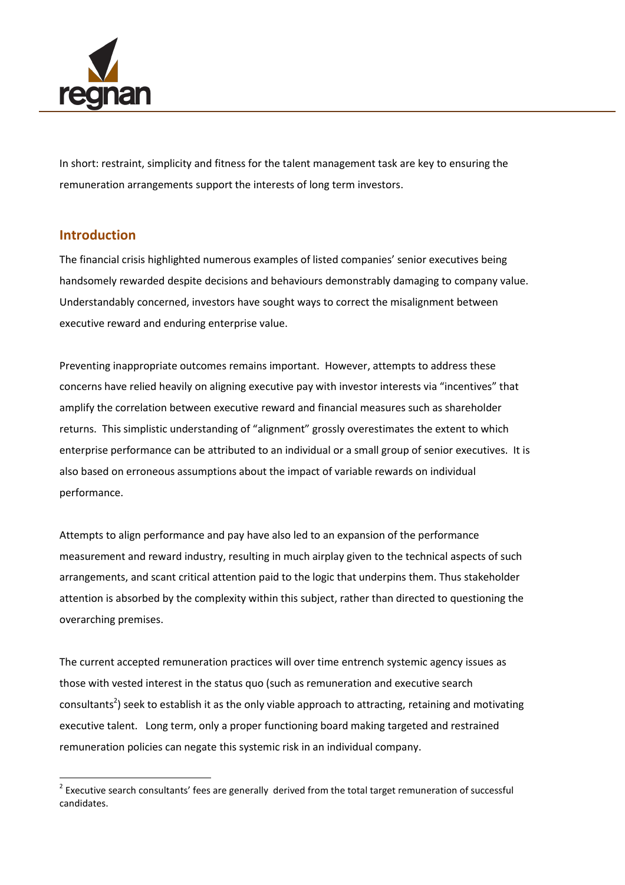In short: restraint, simplicity and fitness for the talent management task are key to ensuring the remuneration arrangements support the interests of long term investors.

## Introduction

The financial crisis highlighted numerous examples of listed companies' senior executives being handsomely rewarded despite decisions and behaviours demonstrably damaging to company value. Understandably concerned, investors have sought ways to correct the misalignment between executive reward and enduring enterprise value.

Preventing inappropriate outcomes remains important. However, attempts to address these concerns have relied heavily on aligning executive pay with investor interests via "incentives" that amplify the correlation between executive reward and financial measures such as shareholder returns. This simplistic understanding of "alignment" grossly overestimates the extent to which enterprise performance can be attributed to an individual or a small group of senior executives. It is also based on erroneous assumptions about the impact of variable rewards on individual performance.

Attempts to align performance and pay have also led to an expansion of the performance measurement and reward industry, resulting in much airplay given to the technical aspects of such arrangements, and scant critical attention paid to the logic that underpins them. Thus stakeholder attention is absorbed by the complexity within this subject, rather than directed to questioning the overarching premises.

The current accepted remuneration practices will over time entrench systemic agency issues as those with vested interest in the status quo (such as remuneration and executive search consultants[2]) seek to establish it as the only viable approach to attracting, retaining and motivating executive talent. Long term, only a proper functioning board making targeted and restrained remuneration policies can negate this systemic risk in an individual company.

[2] Executive search consultants' fees are generally derived from the total target remuneration of successful candidates.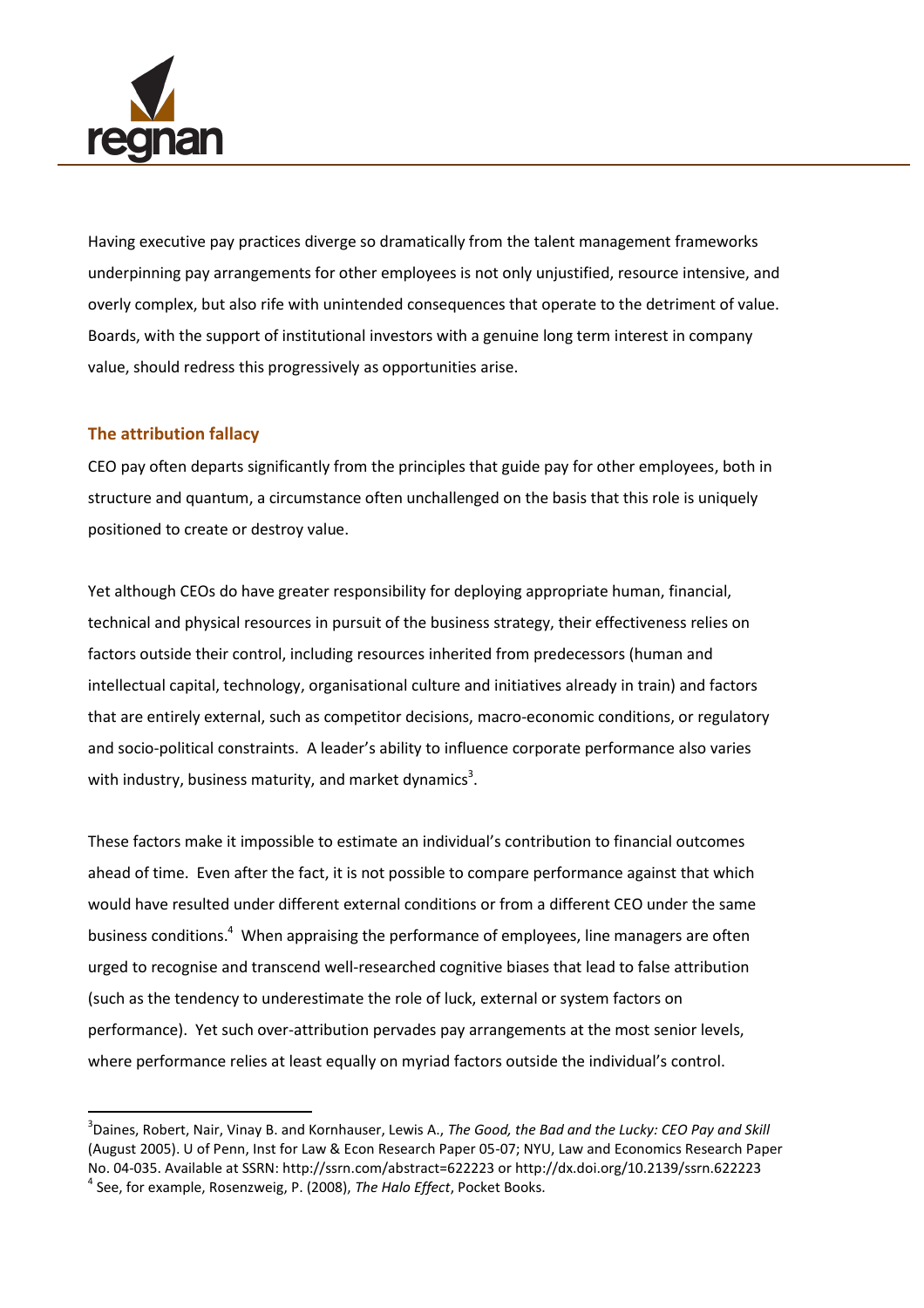Having executive pay practices diverge so dramatically from the talent management frameworks underpinning pay arrangements for other employees is not only unjustified, resource intensive, and overly complex, but also rife with unintended consequences that operate to the detriment of value. Boards, with the support of institutional investors with a genuine long term interest in company value, should redress this progressively as opportunities arise.

## The attribution fallacy

CEO pay often departs significantly from the principles that guide pay for other employees, both in structure and quantum, a circumstance often unchallenged on the basis that this role is uniquely positioned to create or destroy value.

Yet although CEOs do have greater responsibility for deploying appropriate human, financial, technical and physical resources in pursuit of the business strategy, their effectiveness relies on factors outside their control, including resources inherited from predecessors (human and intellectual capital, technology, organisational culture and initiatives already in train) and factors that are entirely external, such as competitor decisions, macro-economic conditions, or regulatory and socio-political constraints. A leader's ability to influence corporate performance also varies with industry, business maturity, and market dynamics[3].

These factors make it impossible to estimate an individual's contribution to financial outcomes ahead of time. Even after the fact, it is not possible to compare performance against that which would have resulted under different external conditions or from a different CEO under the same business conditions.[4] When appraising the performance of employees, line managers are often urged to recognise and transcend well-researched cognitive biases that lead to false attribution (such as the tendency to underestimate the role of luck, external or system factors on performance). Yet such over-attribution pervades pay arrangements at the most senior levels, where performance relies at least equally on myriad factors outside the individual's control.

---

[3] Daines, Robert, Nair, Vinay B. and Kornhauser, Lewis A., *The Good, the Bad and the Lucky: CEO Pay and Skill* (August 2005). U of Penn, Inst for Law & Econ Research Paper 05-07; NYU, Law and Economics Research Paper No. 04-035. Available at SSRN: http://ssrn.com/abstract=622223 or http://dx.doi.org/10.2139/ssrn.622223

[4] See, for example, Rosenzweig, P. (2008), *The Halo Effect*, Pocket Books.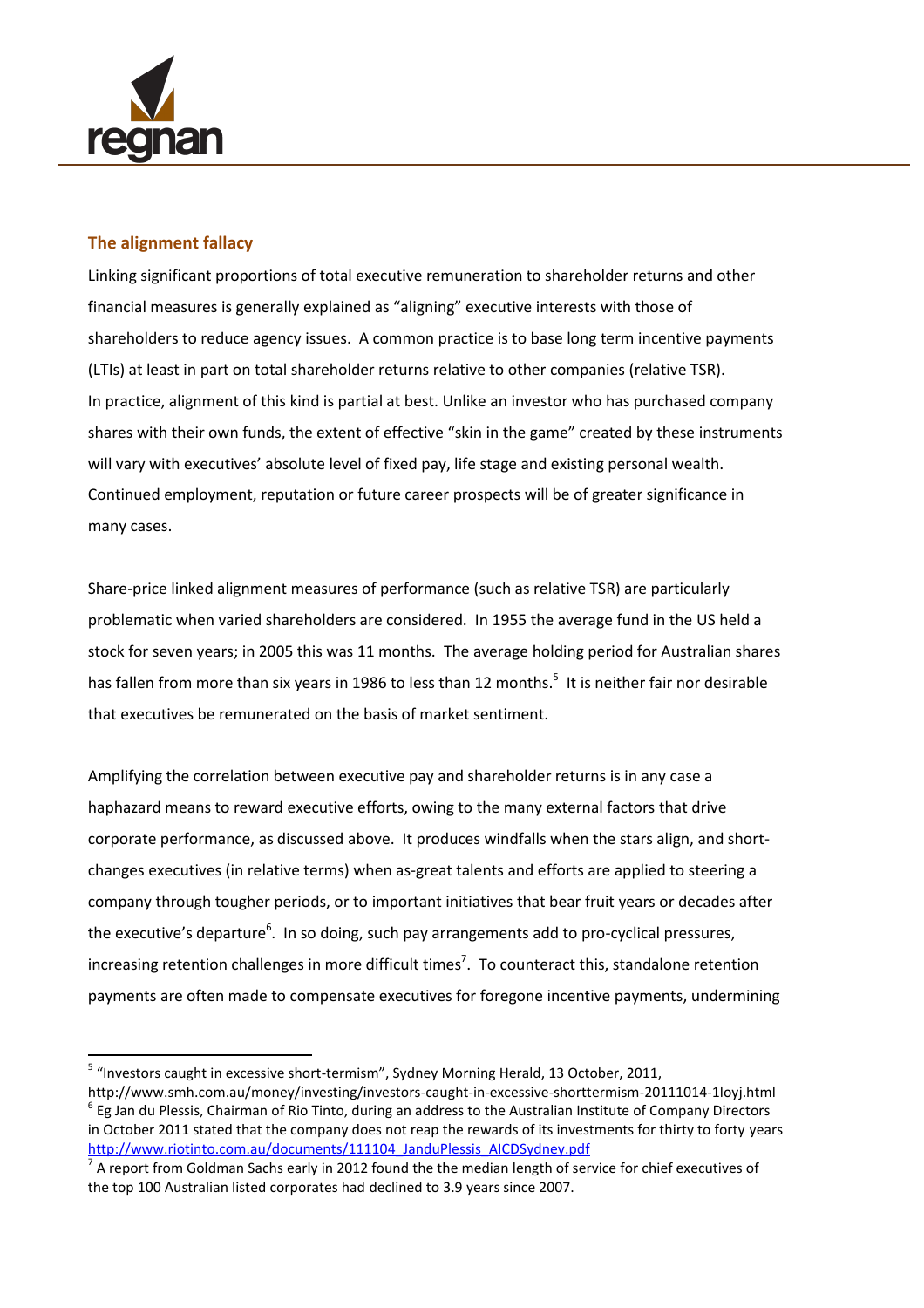## The alignment fallacy

Linking significant proportions of total executive remuneration to shareholder returns and other financial measures is generally explained as "aligning" executive interests with those of shareholders to reduce agency issues. A common practice is to base long term incentive payments (LTIs) at least in part on total shareholder returns relative to other companies (relative TSR). In practice, alignment of this kind is partial at best. Unlike an investor who has purchased company shares with their own funds, the extent of effective "skin in the game" created by these instruments will vary with executives' absolute level of fixed pay, life stage and existing personal wealth. Continued employment, reputation or future career prospects will be of greater significance in many cases.

Share-price linked alignment measures of performance (such as relative TSR) are particularly problematic when varied shareholders are considered. In 1955 the average fund in the US held a stock for seven years; in 2005 this was 11 months. The average holding period for Australian shares has fallen from more than six years in 1986 to less than 12 months.[5] It is neither fair nor desirable that executives be remunerated on the basis of market sentiment.

Amplifying the correlation between executive pay and shareholder returns is in any case a haphazard means to reward executive efforts, owing to the many external factors that drive corporate performance, as discussed above. It produces windfalls when the stars align, and short-changes executives (in relative terms) when as-great talents and efforts are applied to steering a company through tougher periods, or to important initiatives that bear fruit years or decades after the executive's departure[6]. In so doing, such pay arrangements add to pro-cyclical pressures, increasing retention challenges in more difficult times[7]. To counteract this, standalone retention payments are often made to compensate executives for foregone incentive payments, undermining

---

[5] "Investors caught in excessive short-termism", Sydney Morning Herald, 13 October, 2011, http://www.smh.com.au/money/investing/investors-caught-in-excessive-shorttermism-20111014-1loyj.html

[6] Eg Jan du Plessis, Chairman of Rio Tinto, during an address to the Australian Institute of Company Directors in October 2011 stated that the company does not reap the rewards of its investments for thirty to forty years http://www.riotinto.com.au/documents/111104_JanduPlessis_AICDSydney.pdf

[7] A report from Goldman Sachs early in 2012 found the the median length of service for chief executives of the top 100 Australian listed corporates had declined to 3.9 years since 2007.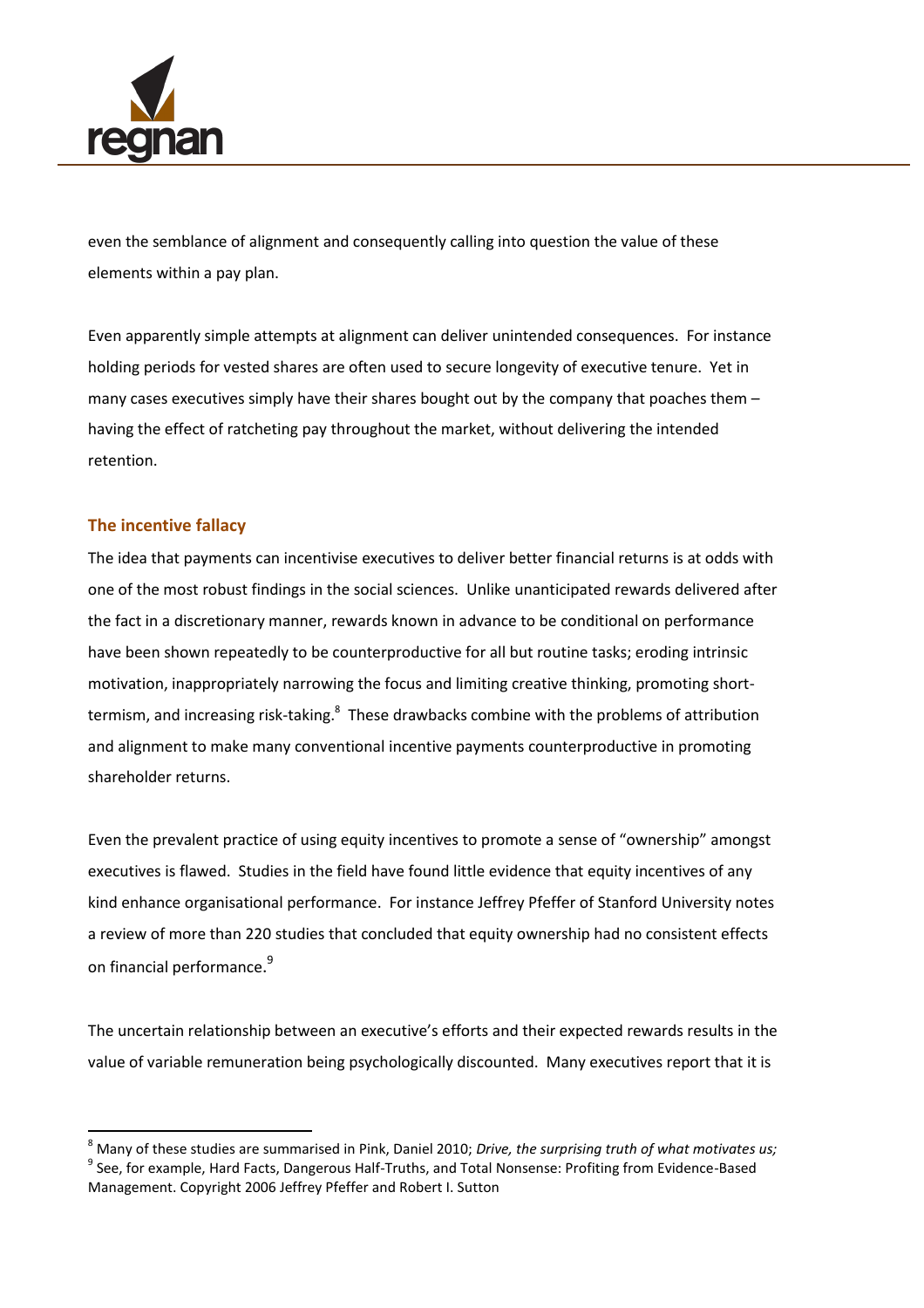even the semblance of alignment and consequently calling into question the value of these elements within a pay plan.

Even apparently simple attempts at alignment can deliver unintended consequences. For instance holding periods for vested shares are often used to secure longevity of executive tenure. Yet in many cases executives simply have their shares bought out by the company that poaches them – having the effect of ratcheting pay throughout the market, without delivering the intended retention.

### The incentive fallacy

The idea that payments can incentivise executives to deliver better financial returns is at odds with one of the most robust findings in the social sciences. Unlike unanticipated rewards delivered after the fact in a discretionary manner, rewards known in advance to be conditional on performance have been shown repeatedly to be counterproductive for all but routine tasks; eroding intrinsic motivation, inappropriately narrowing the focus and limiting creative thinking, promoting short-termism, and increasing risk-taking.[8] These drawbacks combine with the problems of attribution and alignment to make many conventional incentive payments counterproductive in promoting shareholder returns.

Even the prevalent practice of using equity incentives to promote a sense of "ownership" amongst executives is flawed. Studies in the field have found little evidence that equity incentives of any kind enhance organisational performance. For instance Jeffrey Pfeffer of Stanford University notes a review of more than 220 studies that concluded that equity ownership had no consistent effects on financial performance.[9]

The uncertain relationship between an executive's efforts and their expected rewards results in the value of variable remuneration being psychologically discounted. Many executives report that it is

---

[8] Many of these studies are summarised in Pink, Daniel 2010; *Drive, the surprising truth of what motivates us;*

[9] See, for example, Hard Facts, Dangerous Half-Truths, and Total Nonsense: Profiting from Evidence-Based Management. Copyright 2006 Jeffrey Pfeffer and Robert I. Sutton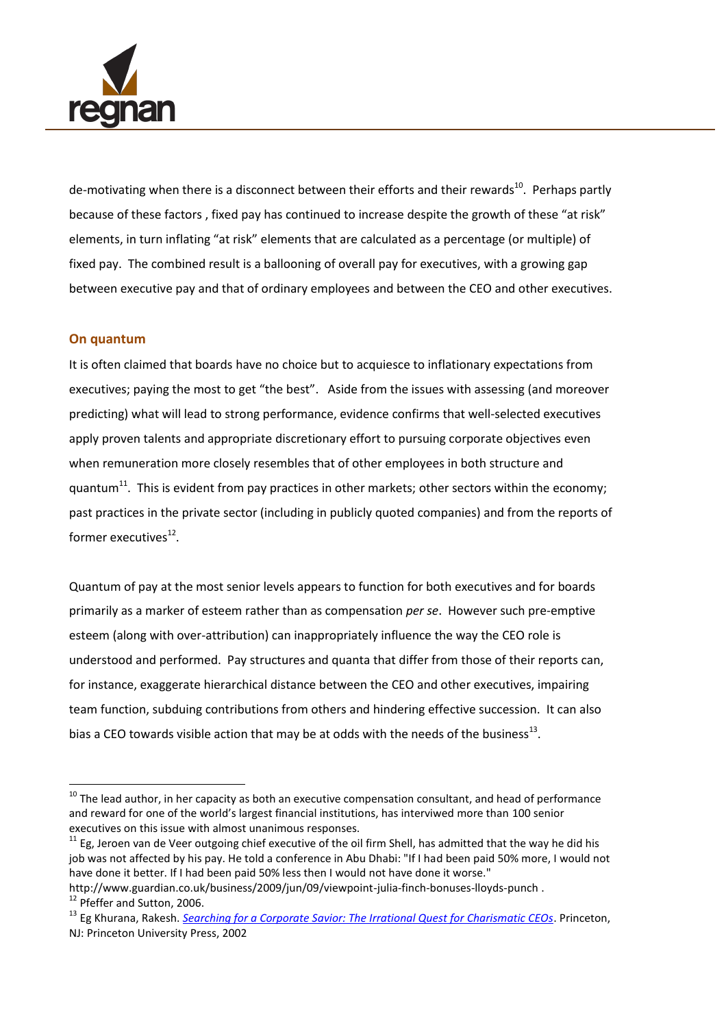de-motivating when there is a disconnect between their efforts and their rewards[10]. Perhaps partly because of these factors , fixed pay has continued to increase despite the growth of these "at risk" elements, in turn inflating "at risk" elements that are calculated as a percentage (or multiple) of fixed pay. The combined result is a ballooning of overall pay for executives, with a growing gap between executive pay and that of ordinary employees and between the CEO and other executives.

### On quantum

It is often claimed that boards have no choice but to acquiesce to inflationary expectations from executives; paying the most to get "the best". Aside from the issues with assessing (and moreover predicting) what will lead to strong performance, evidence confirms that well-selected executives apply proven talents and appropriate discretionary effort to pursuing corporate objectives even when remuneration more closely resembles that of other employees in both structure and quantum[11]. This is evident from pay practices in other markets; other sectors within the economy; past practices in the private sector (including in publicly quoted companies) and from the reports of former executives[12].

Quantum of pay at the most senior levels appears to function for both executives and for boards primarily as a marker of esteem rather than as compensation *per se*. However such pre-emptive esteem (along with over-attribution) can inappropriately influence the way the CEO role is understood and performed. Pay structures and quanta that differ from those of their reports can, for instance, exaggerate hierarchical distance between the CEO and other executives, impairing team function, subduing contributions from others and hindering effective succession. It can also bias a CEO towards visible action that may be at odds with the needs of the business[13].

---

[10] The lead author, in her capacity as both an executive compensation consultant, and head of performance and reward for one of the world's largest financial institutions, has interviewed more than 100 senior executives on this issue with almost unanimous responses.

[11] Eg, Jeroen van de Veer outgoing chief executive of the oil firm Shell, has admitted that the way he did his job was not affected by his pay. He told a conference in Abu Dhabi: "If I had been paid 50% more, I would not have done it better. If I had been paid 50% less then I would not have done it worse." http://www.guardian.co.uk/business/2009/jun/09/viewpoint-julia-finch-bonuses-lloyds-punch .

[12] Pfeffer and Sutton, 2006.

[13] Eg Khurana, Rakesh. *Searching for a Corporate Savior: The Irrational Quest for Charismatic CEOs*. Princeton, NJ: Princeton University Press, 2002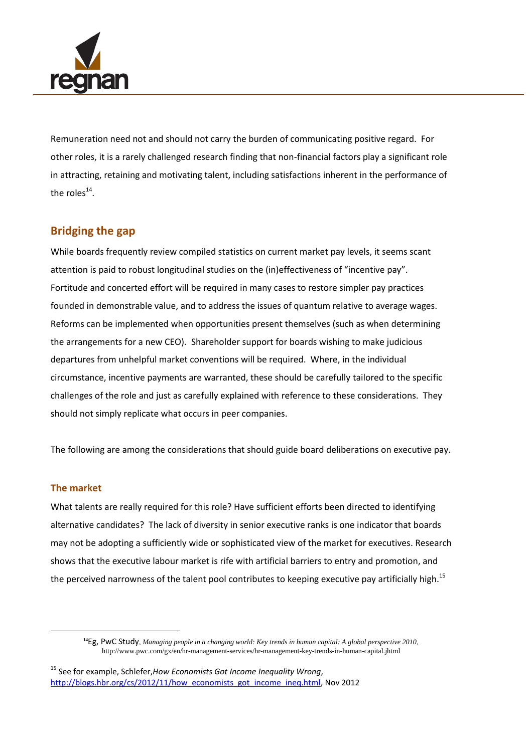Remuneration need not and should not carry the burden of communicating positive regard. For other roles, it is a rarely challenged research finding that non-financial factors play a significant role in attracting, retaining and motivating talent, including satisfactions inherent in the performance of the roles[14].

## Bridging the gap

While boards frequently review compiled statistics on current market pay levels, it seems scant attention is paid to robust longitudinal studies on the (in)effectiveness of "incentive pay". Fortitude and concerted effort will be required in many cases to restore simpler pay practices founded in demonstrable value, and to address the issues of quantum relative to average wages. Reforms can be implemented when opportunities present themselves (such as when determining the arrangements for a new CEO). Shareholder support for boards wishing to make judicious departures from unhelpful market conventions will be required. Where, in the individual circumstance, incentive payments are warranted, these should be carefully tailored to the specific challenges of the role and just as carefully explained with reference to these considerations. They should not simply replicate what occurs in peer companies.

The following are among the considerations that should guide board deliberations on executive pay.

### The market

What talents are really required for this role? Have sufficient efforts been directed to identifying alternative candidates? The lack of diversity in senior executive ranks is one indicator that boards may not be adopting a sufficiently wide or sophisticated view of the market for executives. Research shows that the executive labour market is rife with artificial barriers to entry and promotion, and the perceived narrowness of the talent pool contributes to keeping executive pay artificially high.[15]

---

[14] Eg, PwC Study, *Managing people in a changing world: Key trends in human capital: A global perspective 2010*, http://www.pwc.com/gx/en/hr-management-services/hr-management-key-trends-in-human-capital.jhtml

[15] See for example, Schlefer, *How Economists Got Income Inequality Wrong*, http://blogs.hbr.org/cs/2012/11/how_economists_got_income_ineq.html, Nov 2012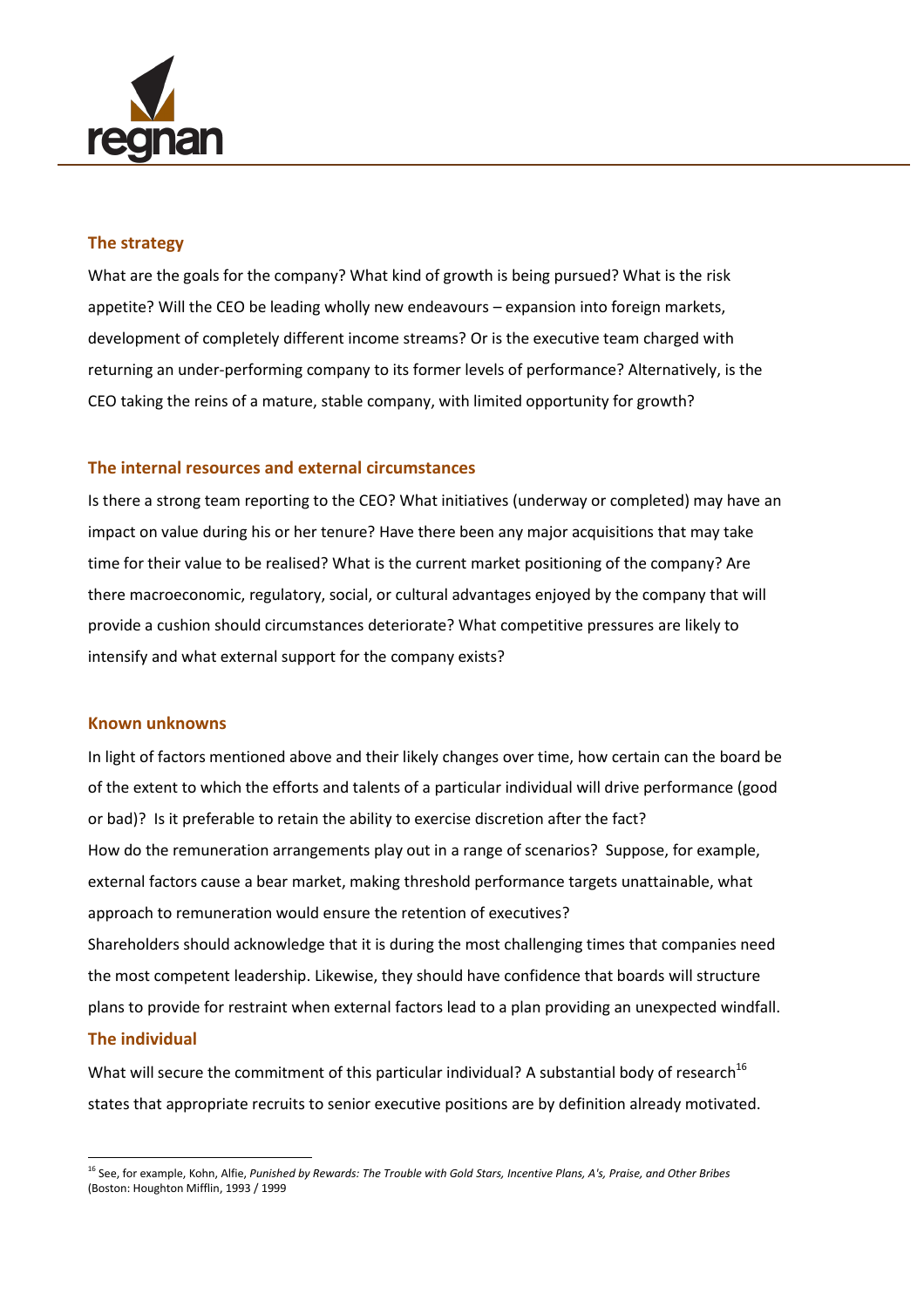### The strategy

What are the goals for the company? What kind of growth is being pursued? What is the risk appetite? Will the CEO be leading wholly new endeavours – expansion into foreign markets, development of completely different income streams? Or is the executive team charged with returning an under-performing company to its former levels of performance? Alternatively, is the CEO taking the reins of a mature, stable company, with limited opportunity for growth?

### The internal resources and external circumstances

Is there a strong team reporting to the CEO? What initiatives (underway or completed) may have an impact on value during his or her tenure? Have there been any major acquisitions that may take time for their value to be realised? What is the current market positioning of the company? Are there macroeconomic, regulatory, social, or cultural advantages enjoyed by the company that will provide a cushion should circumstances deteriorate? What competitive pressures are likely to intensify and what external support for the company exists?

### Known unknowns

In light of factors mentioned above and their likely changes over time, how certain can the board be of the extent to which the efforts and talents of a particular individual will drive performance (good or bad)? Is it preferable to retain the ability to exercise discretion after the fact?

How do the remuneration arrangements play out in a range of scenarios? Suppose, for example, external factors cause a bear market, making threshold performance targets unattainable, what approach to remuneration would ensure the retention of executives?

Shareholders should acknowledge that it is during the most challenging times that companies need the most competent leadership. Likewise, they should have confidence that boards will structure plans to provide for restraint when external factors lead to a plan providing an unexpected windfall.

### The individual

What will secure the commitment of this particular individual? A substantial body of research[16] states that appropriate recruits to senior executive positions are by definition already motivated.

---

[16] See, for example, Kohn, Alfie, *Punished by Rewards: The Trouble with Gold Stars, Incentive Plans, A's, Praise, and Other Bribes* (Boston: Houghton Mifflin, 1993 / 1999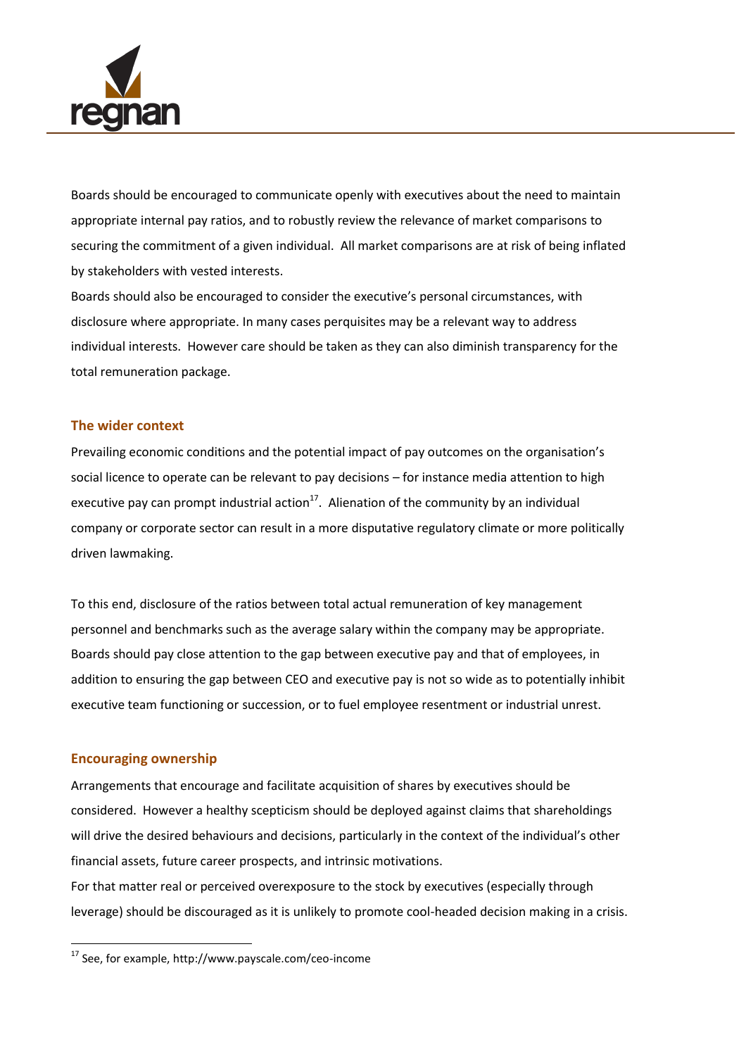Boards should be encouraged to communicate openly with executives about the need to maintain appropriate internal pay ratios, and to robustly review the relevance of market comparisons to securing the commitment of a given individual. All market comparisons are at risk of being inflated by stakeholders with vested interests.

Boards should also be encouraged to consider the executive's personal circumstances, with disclosure where appropriate. In many cases perquisites may be a relevant way to address individual interests. However care should be taken as they can also diminish transparency for the total remuneration package.

### The wider context

Prevailing economic conditions and the potential impact of pay outcomes on the organisation's social licence to operate can be relevant to pay decisions – for instance media attention to high executive pay can prompt industrial action[17]. Alienation of the community by an individual company or corporate sector can result in a more disputative regulatory climate or more politically driven lawmaking.

To this end, disclosure of the ratios between total actual remuneration of key management personnel and benchmarks such as the average salary within the company may be appropriate. Boards should pay close attention to the gap between executive pay and that of employees, in addition to ensuring the gap between CEO and executive pay is not so wide as to potentially inhibit executive team functioning or succession, or to fuel employee resentment or industrial unrest.

### Encouraging ownership

Arrangements that encourage and facilitate acquisition of shares by executives should be considered. However a healthy scepticism should be deployed against claims that shareholdings will drive the desired behaviours and decisions, particularly in the context of the individual's other financial assets, future career prospects, and intrinsic motivations.

For that matter real or perceived overexposure to the stock by executives (especially through leverage) should be discouraged as it is unlikely to promote cool-headed decision making in a crisis.

---

[17] See, for example, http://www.payscale.com/ceo-income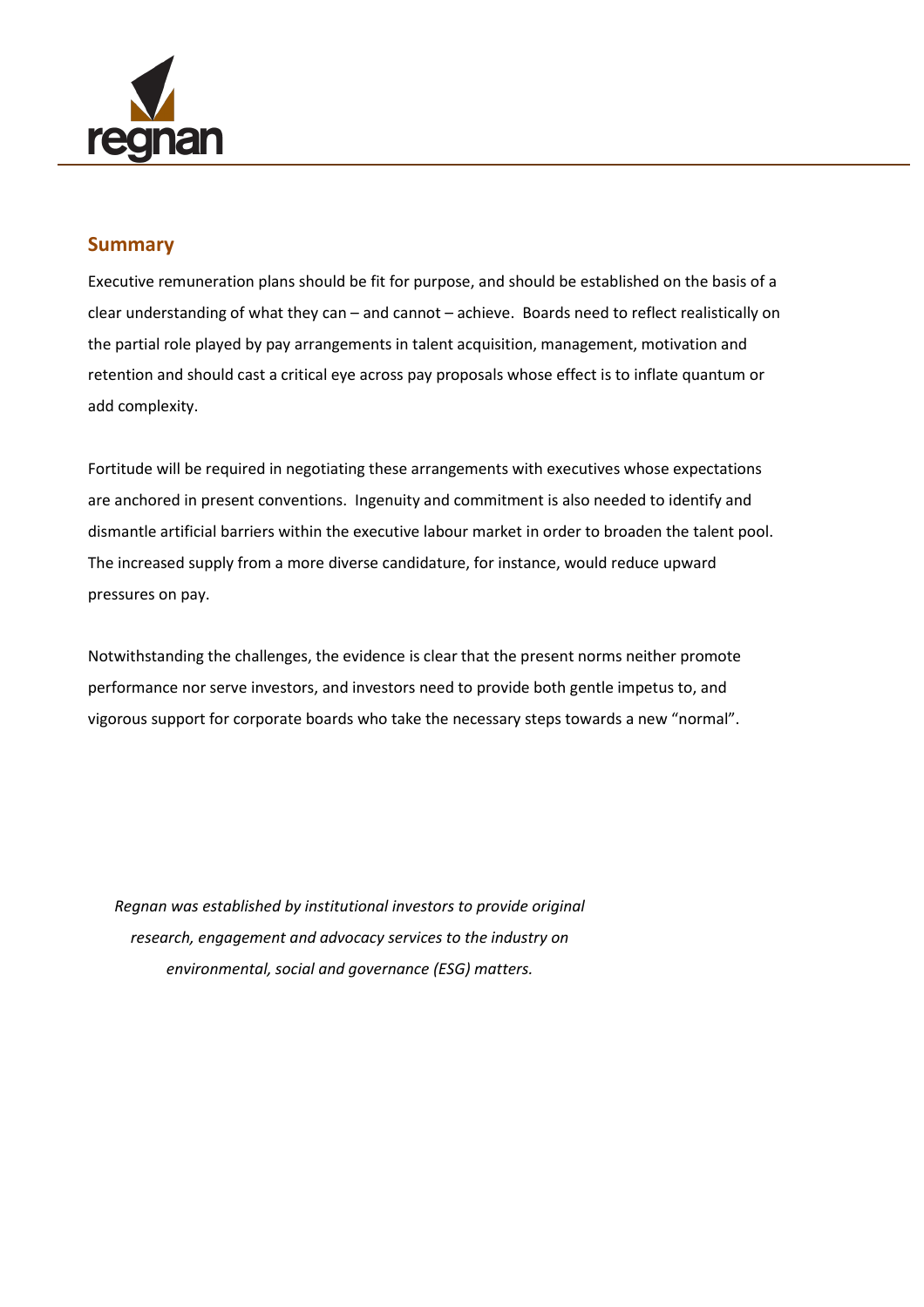## Summary

Executive remuneration plans should be fit for purpose, and should be established on the basis of a clear understanding of what they can – and cannot – achieve. Boards need to reflect realistically on the partial role played by pay arrangements in talent acquisition, management, motivation and retention and should cast a critical eye across pay proposals whose effect is to inflate quantum or add complexity.

Fortitude will be required in negotiating these arrangements with executives whose expectations are anchored in present conventions. Ingenuity and commitment is also needed to identify and dismantle artificial barriers within the executive labour market in order to broaden the talent pool. The increased supply from a more diverse candidature, for instance, would reduce upward pressures on pay.

Notwithstanding the challenges, the evidence is clear that the present norms neither promote performance nor serve investors, and investors need to provide both gentle impetus to, and vigorous support for corporate boards who take the necessary steps towards a new "normal".

*Regnan was established by institutional investors to provide original research, engagement and advocacy services to the industry on environmental, social and governance (ESG) matters.*